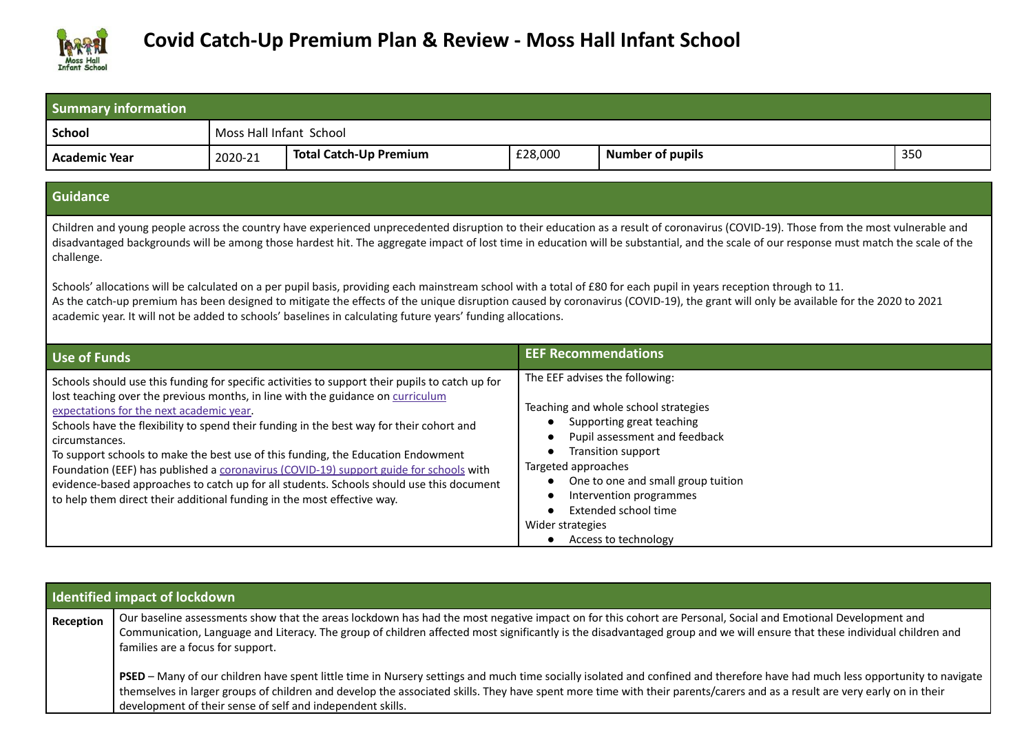# Covid Catch-Up Premium Plan & Review - Moss Hall Infant School

| Summary information | | | | | |
|---|---|---|---|---|---|
| **School** | Moss Hall Infant School | | | | |
| **Academic Year** | 2020-21 | **Total Catch-Up Premium** | £28,000 | **Number of pupils** | 350 |

## Guidance

Children and young people across the country have experienced unprecedented disruption to their education as a result of coronavirus (COVID-19). Those from the most vulnerable and disadvantaged backgrounds will be among those hardest hit. The aggregate impact of lost time in education will be substantial, and the scale of our response must match the scale of the challenge.

Schools' allocations will be calculated on a per pupil basis, providing each mainstream school with a total of £80 for each pupil in years reception through to 11.
As the catch-up premium has been designed to mitigate the effects of the unique disruption caused by coronavirus (COVID-19), the grant will only be available for the 2020 to 2021 academic year. It will not be added to schools' baselines in calculating future years' funding allocations.

## Use of Funds

Schools should use this funding for specific activities to support their pupils to catch up for lost teaching over the previous months, in line with the guidance on curriculum expectations for the next academic year.
Schools have the flexibility to spend their funding in the best way for their cohort and circumstances.
To support schools to make the best use of this funding, the Education Endowment Foundation (EEF) has published a coronavirus (COVID-19) support guide for schools with evidence-based approaches to catch up for all students. Schools should use this document to help them direct their additional funding in the most effective way.

## EEF Recommendations

The EEF advises the following:

Teaching and whole school strategies
- Supporting great teaching
- Pupil assessment and feedback
- Transition support

Targeted approaches
- One to one and small group tuition
- Intervention programmes
- Extended school time

Wider strategies
- Access to technology

## Identified impact of lockdown

**Reception**

Our baseline assessments show that the areas lockdown has had the most negative impact on for this cohort are Personal, Social and Emotional Development and Communication, Language and Literacy. The group of children affected most significantly is the disadvantaged group and we will ensure that these individual children and families are a focus for support.

**PSED** – Many of our children have spent little time in Nursery settings and much time socially isolated and confined and therefore have had much less opportunity to navigate themselves in larger groups of children and develop the associated skills. They have spent more time with their parents/carers and as a result are very early on in their development of their sense of self and independent skills.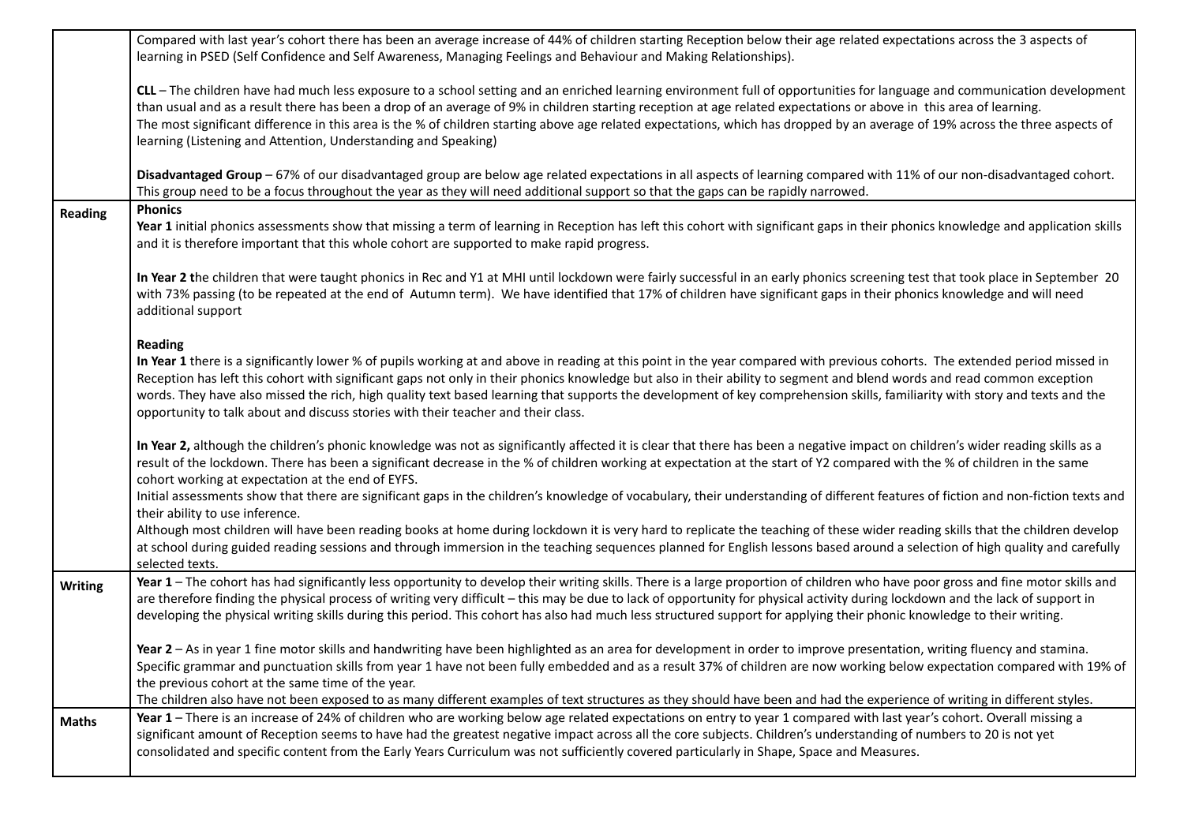| | |
|---|---|
| | Compared with last year's cohort there has been an average increase of 44% of children starting Reception below their age related expectations across the 3 aspects of learning in PSED (Self Confidence and Self Awareness, Managing Feelings and Behaviour and Making Relationships).<br><br>**CLL** – The children have had much less exposure to a school setting and an enriched learning environment full of opportunities for language and communication development than usual and as a result there has been a drop of an average of 9% in children starting reception at age related expectations or above in this area of learning.<br>The most significant difference in this area is the % of children starting above age related expectations, which has dropped by an average of 19% across the three aspects of learning (Listening and Attention, Understanding and Speaking)<br><br>**Disadvantaged Group** – 67% of our disadvantaged group are below age related expectations in all aspects of learning compared with 11% of our non-disadvantaged cohort. This group need to be a focus throughout the year as they will need additional support so that the gaps can be rapidly narrowed. |
| **Reading** | **Phonics**<br>**Year 1** initial phonics assessments show that missing a term of learning in Reception has left this cohort with significant gaps in their phonics knowledge and application skills and it is therefore important that this whole cohort are supported to make rapid progress.<br><br>**In Year 2 t**he children that were taught phonics in Rec and Y1 at MHI until lockdown were fairly successful in an early phonics screening test that took place in September 20 with 73% passing (to be repeated at the end of Autumn term). We have identified that 17% of children have significant gaps in their phonics knowledge and will need additional support<br><br>**Reading**<br>**In Year 1** there is a significantly lower % of pupils working at and above in reading at this point in the year compared with previous cohorts. The extended period missed in Reception has left this cohort with significant gaps not only in their phonics knowledge but also in their ability to segment and blend words and read common exception words. They have also missed the rich, high quality text based learning that supports the development of key comprehension skills, familiarity with story and texts and the opportunity to talk about and discuss stories with their teacher and their class.<br><br>**In Year 2,** although the children's phonic knowledge was not as significantly affected it is clear that there has been a negative impact on children's wider reading skills as a result of the lockdown. There has been a significant decrease in the % of children working at expectation at the start of Y2 compared with the % of children in the same cohort working at expectation at the end of EYFS.<br>Initial assessments show that there are significant gaps in the children's knowledge of vocabulary, their understanding of different features of fiction and non-fiction texts and their ability to use inference.<br>Although most children will have been reading books at home during lockdown it is very hard to replicate the teaching of these wider reading skills that the children develop at school during guided reading sessions and through immersion in the teaching sequences planned for English lessons based around a selection of high quality and carefully selected texts. |
| **Writing** | **Year 1** – The cohort has had significantly less opportunity to develop their writing skills. There is a large proportion of children who have poor gross and fine motor skills and are therefore finding the physical process of writing very difficult – this may be due to lack of opportunity for physical activity during lockdown and the lack of support in developing the physical writing skills during this period. This cohort has also had much less structured support for applying their phonic knowledge to their writing.<br><br>**Year 2** – As in year 1 fine motor skills and handwriting have been highlighted as an area for development in order to improve presentation, writing fluency and stamina. Specific grammar and punctuation skills from year 1 have not been fully embedded and as a result 37% of children are now working below expectation compared with 19% of the previous cohort at the same time of the year.<br>The children also have not been exposed to as many different examples of text structures as they should have been and had the experience of writing in different styles. |
| **Maths** | **Year 1** – There is an increase of 24% of children who are working below age related expectations on entry to year 1 compared with last year's cohort. Overall missing a significant amount of Reception seems to have had the greatest negative impact across all the core subjects. Children's understanding of numbers to 20 is not yet consolidated and specific content from the Early Years Curriculum was not sufficiently covered particularly in Shape, Space and Measures. |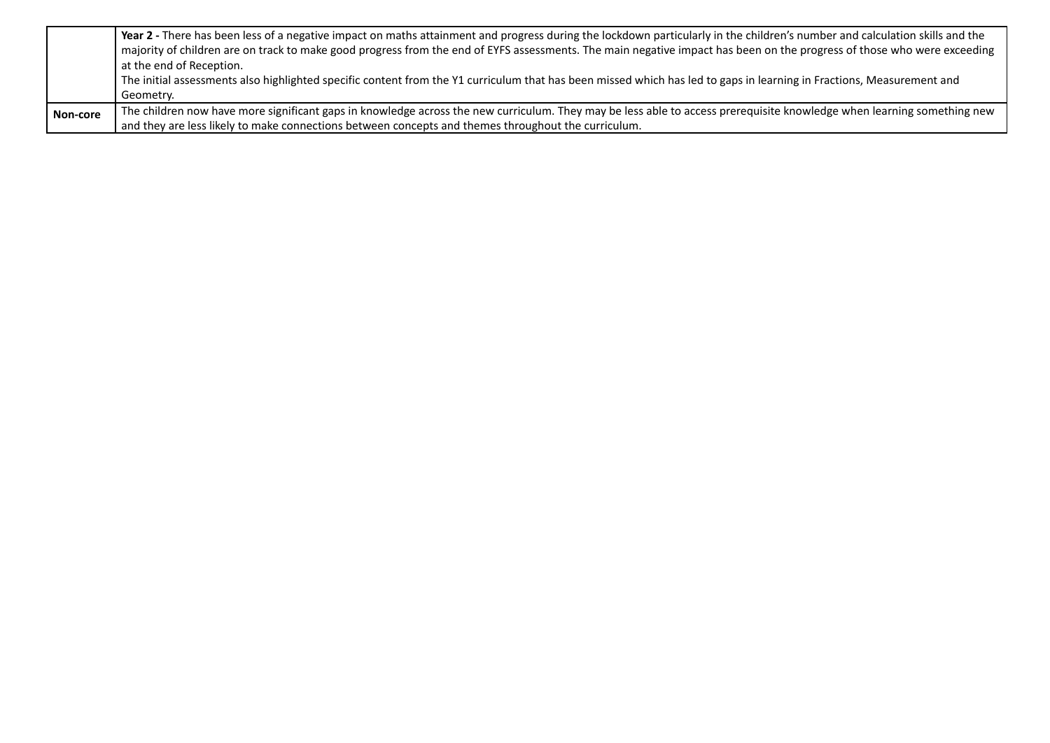|  |  |
|---|---|
|  | **Year 2 -** There has been less of a negative impact on maths attainment and progress during the lockdown particularly in the children's number and calculation skills and the majority of children are on track to make good progress from the end of EYFS assessments. The main negative impact has been on the progress of those who were exceeding at the end of Reception.<br>The initial assessments also highlighted specific content from the Y1 curriculum that has been missed which has led to gaps in learning in Fractions, Measurement and Geometry. |
| **Non-core** | The children now have more significant gaps in knowledge across the new curriculum. They may be less able to access prerequisite knowledge when learning something new and they are less likely to make connections between concepts and themes throughout the curriculum. |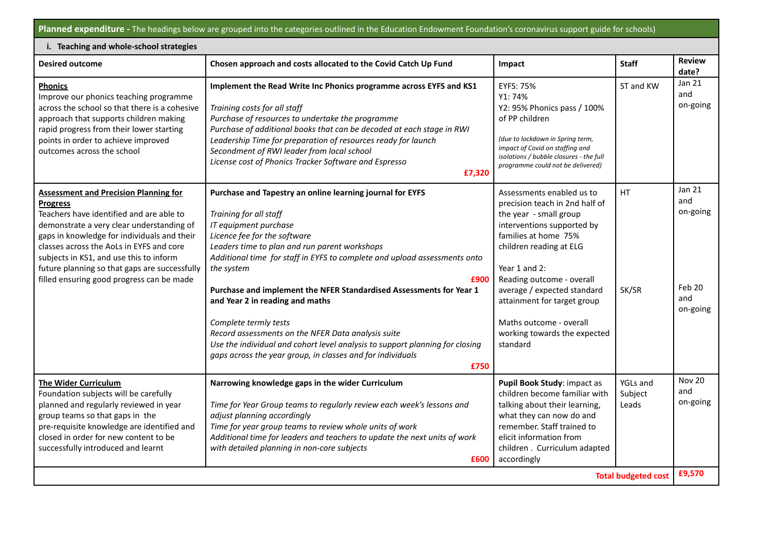**Planned expenditure -** The headings below are grouped into the categories outlined in the Education Endowment Foundation's coronavirus support guide for schools)

**i. Teaching and whole-school strategies**

| Desired outcome | Chosen approach and costs allocated to the Covid Catch Up Fund | Impact | Staff | Review date? |
|---|---|---|---|---|
| **Phonics**<br>Improve our phonics teaching programme across the school so that there is a cohesive approach that supports children making rapid progress from their lower starting points in order to achieve improved outcomes across the school | **Implement the Read Write Inc Phonics programme across EYFS and KS1**<br><br>*Training costs for all staff*<br>*Purchase of resources to undertake the programme*<br>*Purchase of additional books that can be decoded at each stage in RWI*<br>*Leadership Time for preparation of resources ready for launch*<br>*Secondment of RWI leader from local school*<br>*License cost of Phonics Tracker Software and Espresso*<br>**£7,320** | EYFS: 75%<br>Y1: 74%<br>Y2: 95% Phonics pass / 100% of PP children<br><br>*(due to lockdown in Spring term, impact of Covid on staffing and isolations / bubble closures - the full programme could not be delivered)* | ST and KW | Jan 21 and on-going |
| **Assessment and Precision Planning for Progress**<br>Teachers have identified and are able to demonstrate a very clear understanding of gaps in knowledge for individuals and their classes across the AoLs in EYFS and core subjects in KS1, and use this to inform future planning so that gaps are successfully filled ensuring good progress can be made | **Purchase and Tapestry an online learning journal for EYFS**<br><br>*Training for all staff*<br>*IT equipment purchase*<br>*Licence fee for the software*<br>*Leaders time to plan and run parent workshops*<br>*Additional time for staff in EYFS to complete and upload assessments onto the system*<br>**£900**<br><br>**Purchase and implement the NFER Standardised Assessments for Year 1 and Year 2 in reading and maths**<br><br>*Complete termly tests*<br>*Record assessments on the NFER Data analysis suite*<br>*Use the individual and cohort level analysis to support planning for closing gaps across the year group, in classes and for individuals*<br>**£750** | Assessments enabled us to precision teach in 2nd half of the year - small group interventions supported by families at home 75% children reading at ELG<br><br>Year 1 and 2:<br>Reading outcome - overall average / expected standard attainment for target group<br><br>Maths outcome - overall working towards the expected standard | HT<br><br><br><br><br>SK/SR | Jan 21 and on-going<br><br><br><br>Feb 20 and on-going |
| **The Wider Curriculum**<br>Foundation subjects will be carefully planned and regularly reviewed in year group teams so that gaps in the pre-requisite knowledge are identified and closed in order for new content to be successfully introduced and learnt | **Narrowing knowledge gaps in the wider Curriculum**<br><br>*Time for Year Group teams to regularly review each week's lessons and adjust planning accordingly*<br>*Time for year group teams to review whole units of work*<br>*Additional time for leaders and teachers to update the next units of work with detailed planning in non-core subjects*<br>**£600** | **Pupil Book Study**: impact as children become familiar with talking about their learning, what they can now do and remember. Staff trained to elicit information from children . Curriculum adapted accordingly | YGLs and Subject Leads | Nov 20 and on-going |
| | | | **Total budgeted cost** | **£9,570** |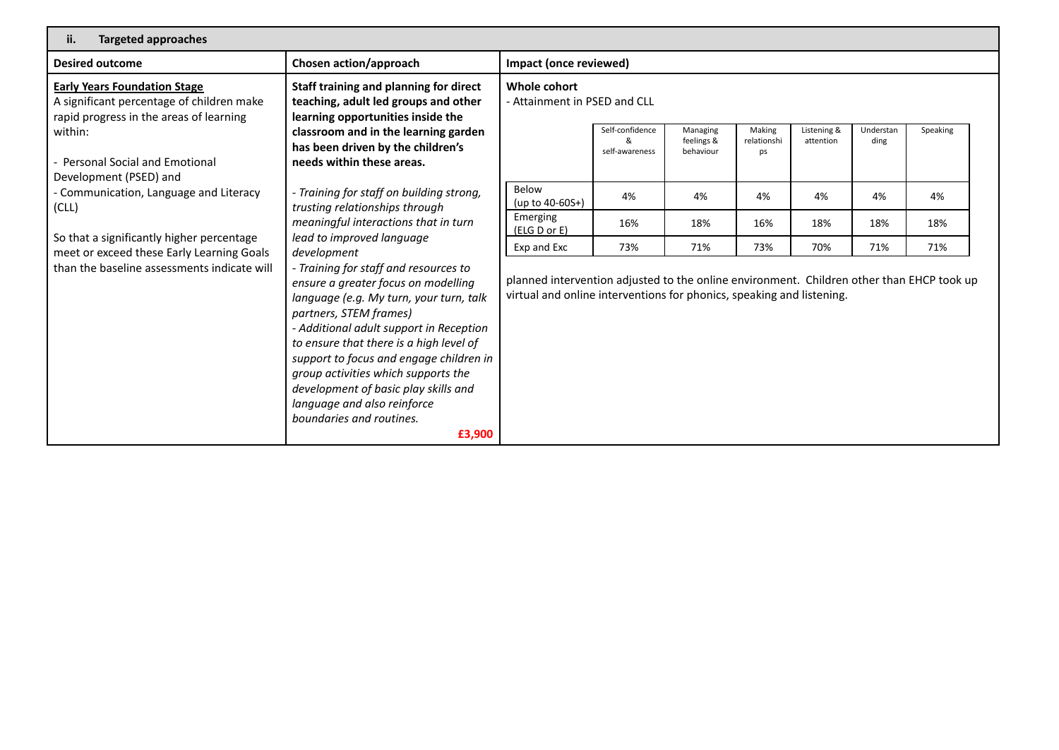| **ii. Targeted approaches** | | |
|---|---|---|
| **Desired outcome** | **Chosen action/approach** | **Impact (once reviewed)** |
| **Early Years Foundation Stage**<br>A significant percentage of children make rapid progress in the areas of learning within:<br><br>- Personal Social and Emotional Development (PSED) and<br>- Communication, Language and Literacy (CLL)<br><br>So that a significantly higher percentage meet or exceed these Early Learning Goals than the baseline assessments indicate will | **Staff training and planning for direct teaching, adult led groups and other learning opportunities inside the classroom and in the learning garden has been driven by the children's needs within these areas.**<br><br>*- Training for staff on building strong, trusting relationships through meaningful interactions that in turn lead to improved language development*<br>*- Training for staff and resources to ensure a greater focus on modelling language (e.g. My turn, your turn, talk partners, STEM frames)*<br>*- Additional adult support in Reception to ensure that there is a high level of support to focus and engage children in group activities which supports the development of basic play skills and language and also reinforce boundaries and routines.*<br><br>**£3,900** | **Whole cohort**<br>- Attainment in PSED and CLL<br><br>(see table below)<br><br>planned intervention adjusted to the online environment. Children other than EHCP took up virtual and online interventions for phonics, speaking and listening. |

| | Self-confidence & self-awareness | Managing feelings & behaviour | Making relationships | Listening & attention | Understanding | Speaking |
|---|---|---|---|---|---|---|
| Below (up to 40-60S+) | 4% | 4% | 4% | 4% | 4% | 4% |
| Emerging (ELG D or E) | 16% | 18% | 16% | 18% | 18% | 18% |
| Exp and Exc | 73% | 71% | 73% | 70% | 71% | 71% |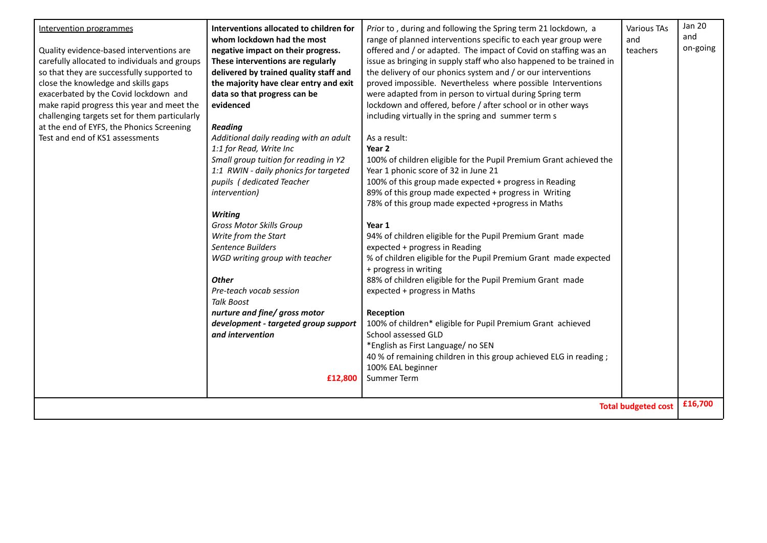| | | | | |
|---|---|---|---|---|
| Intervention programmes<br><br>Quality evidence-based interventions are carefully allocated to individuals and groups so that they are successfully supported to close the knowledge and skills gaps exacerbated by the Covid lockdown and make rapid progress this year and meet the challenging targets set for them particularly at the end of EYFS, the Phonics Screening Test and end of KS1 assessments | **Interventions allocated to children for whom lockdown had the most negative impact on their progress. These interventions are regularly delivered by trained quality staff and the majority have clear entry and exit data so that progress can be evidenced**<br><br>***Reading***<br>*Additional daily reading with an adult*<br>*1:1 for Read, Write Inc*<br>*Small group tuition for reading in Y2*<br>*1:1 RWIN - daily phonics for targeted pupils ( dedicated Teacher intervention)*<br><br>***Writing***<br>*Gross Motor Skills Group*<br>*Write from the Start*<br>*Sentence Builders*<br>*WGD writing group with teacher*<br><br>***Other***<br>*Pre-teach vocab session*<br>*Talk Boost*<br>***nurture and fine/ gross motor development - targeted group support and intervention***<br><br>**£12,800** | *Prio*r to , during and following the Spring term 21 lockdown, a range of planned interventions specific to each year group were offered and / or adapted. The impact of Covid on staffing was an issue as bringing in supply staff who also happened to be trained in the delivery of our phonics system and / or our interventions proved impossible. Nevertheless where possible Interventions were adapted from in person to virtual during Spring term lockdown and offered, before / after school or in other ways including virtually in the spring and summer term s<br><br>As a result:<br>**Year 2**<br>100% of children eligible for the Pupil Premium Grant achieved the Year 1 phonic score of 32 in June 21<br>100% of this group made expected + progress in Reading<br>89% of this group made expected + progress in Writing<br>78% of this group made expected +progress in Maths<br><br>**Year 1**<br>94% of children eligible for the Pupil Premium Grant made expected + progress in Reading<br>% of children eligible for the Pupil Premium Grant made expected + progress in writing<br>88% of children eligible for the Pupil Premium Grant made expected + progress in Maths<br><br>**Reception**<br>100% of children* eligible for Pupil Premium Grant achieved School assessed GLD<br>*English as First Language/ no SEN<br>40 % of remaining children in this group achieved ELG in reading ; 100% EAL beginner<br>Summer Term | Various TAs and teachers | Jan 20 and on-going |
| | | | **Total budgeted cost** | **£16,700** |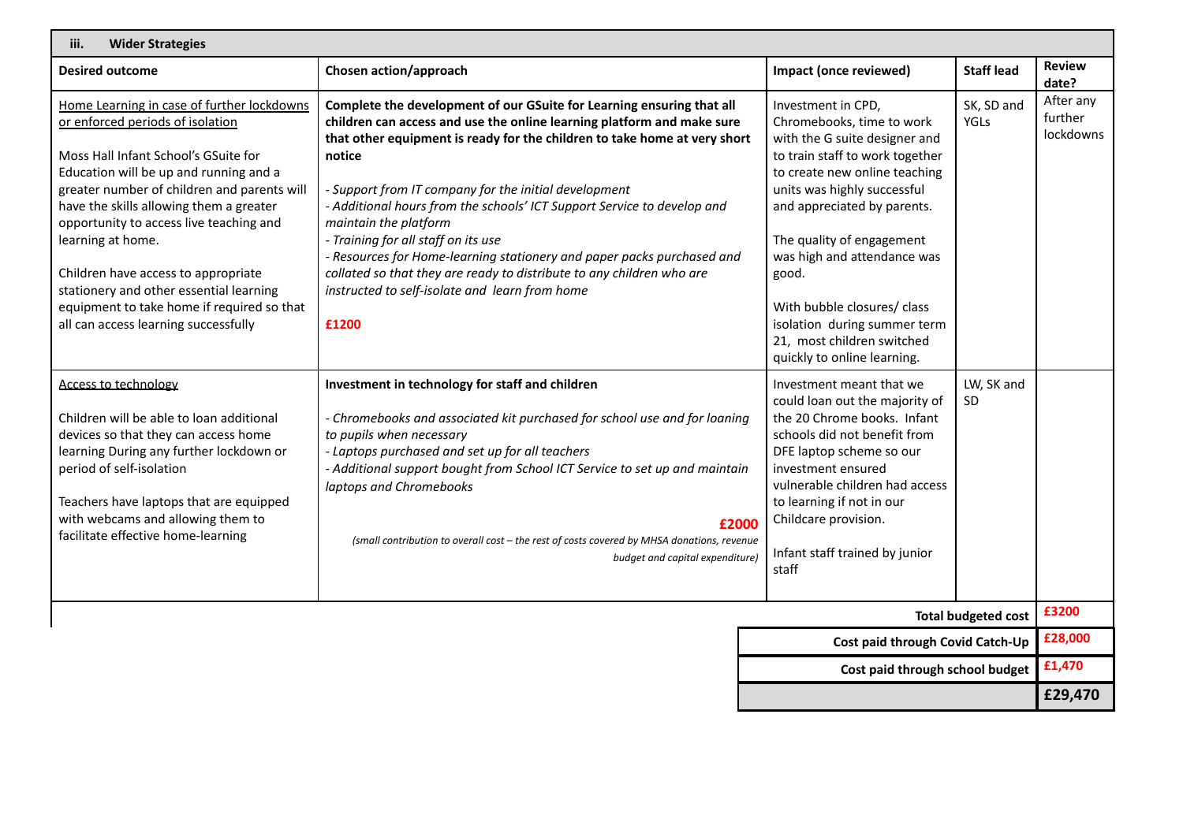### iii. Wider Strategies

| Desired outcome | Chosen action/approach | Impact (once reviewed) | Staff lead | Review date? |
|---|---|---|---|---|
| Home Learning in case of further lockdowns or enforced periods of isolation<br><br>Moss Hall Infant School's GSuite for Education will be up and running and a greater number of children and parents will have the skills allowing them a greater opportunity to access live teaching and learning at home.<br><br>Children have access to appropriate stationery and other essential learning equipment to take home if required so that all can access learning successfully | **Complete the development of our GSuite for Learning ensuring that all children can access and use the online learning platform and make sure that other equipment is ready for the children to take home at very short notice**<br><br>*- Support from IT company for the initial development*<br>*- Additional hours from the schools' ICT Support Service to develop and maintain the platform*<br>*- Training for all staff on its use*<br>*- Resources for Home-learning stationery and paper packs purchased and collated so that they are ready to distribute to any children who are instructed to self-isolate and learn from home*<br><br>**£1200** | Investment in CPD, Chromebooks, time to work with the G suite designer and to train staff to work together to create new online teaching units was highly successful and appreciated by parents.<br><br>The quality of engagement was high and attendance was good.<br><br>With bubble closures/ class isolation during summer term 21, most children switched quickly to online learning. | SK, SD and YGLs | After any further lockdowns |
| Access to technology<br><br>Children will be able to loan additional devices so that they can access home learning During any further lockdown or period of self-isolation<br><br>Teachers have laptops that are equipped with webcams and allowing them to facilitate effective home-learning | **Investment in technology for staff and children**<br><br>*- Chromebooks and associated kit purchased for school use and for loaning to pupils when necessary*<br>*- Laptops purchased and set up for all teachers*<br>*- Additional support bought from School ICT Service to set up and maintain laptops and Chromebooks*<br><br>**£2000**<br>*(small contribution to overall cost – the rest of costs covered by MHSA donations, revenue budget and capital expenditure)* | Investment meant that we could loan out the majority of the 20 Chrome books. Infant schools did not benefit from DFE laptop scheme so our investment ensured vulnerable children had access to learning if not in our Childcare provision.<br><br>Infant staff trained by junior staff | LW, SK and SD | |
| | | | **Total budgeted cost** | **£3200** |
| | | | **Cost paid through Covid Catch-Up** | **£28,000** |
| | | | **Cost paid through school budget** | **£1,470** |
| | | | | **£29,470** |